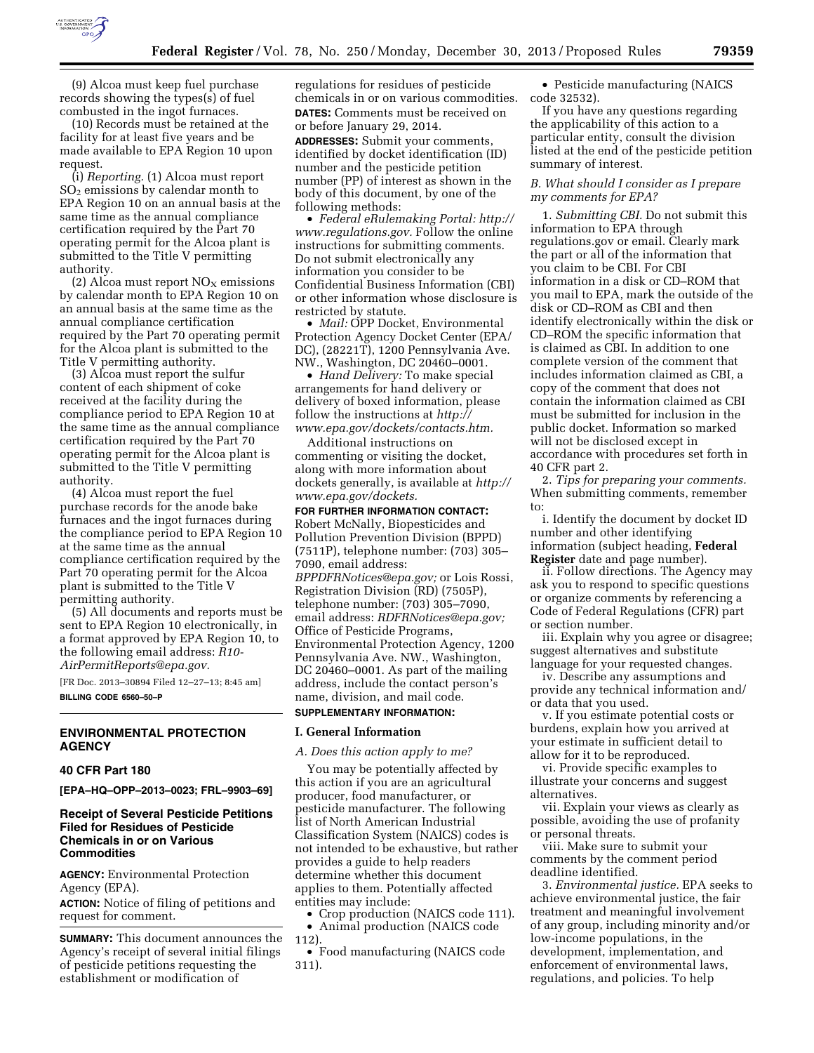(9) Alcoa must keep fuel purchase records showing the types(s) of fuel combusted in the ingot furnaces.

(10) Records must be retained at the facility for at least five years and be made available to EPA Region 10 upon request.

(i) *Reporting.* (1) Alcoa must report $SO_2$ emissions by calendar month to EPA Region 10 on an annual basis at the same time as the annual compliance certification required by the Part 70 operating permit for the Alcoa plant is submitted to the Title V permitting authority.

(2) Alcoa must report $NO_X$ emissions by calendar month to EPA Region 10 on an annual basis at the same time as the annual compliance certification required by the Part 70 operating permit for the Alcoa plant is submitted to the Title V permitting authority.

(3) Alcoa must report the sulfur content of each shipment of coke received at the facility during the compliance period to EPA Region 10 at the same time as the annual compliance certification required by the Part 70 operating permit for the Alcoa plant is submitted to the Title V permitting authority.

(4) Alcoa must report the fuel purchase records for the anode bake furnaces and the ingot furnaces during the compliance period to EPA Region 10 at the same time as the annual compliance certification required by the Part 70 operating permit for the Alcoa plant is submitted to the Title V permitting authority.

(5) All documents and reports must be sent to EPA Region 10 electronically, in a format approved by EPA Region 10, to the following email address: *R10-AirPermitReports@epa.gov.*

[FR Doc. 2013–30894 Filed 12–27–13; 8:45 am]

**BILLING CODE 6560–50–P**

---

## ENVIRONMENTAL PROTECTION AGENCY

### 40 CFR Part 180

**[EPA–HQ–OPP–2013–0023; FRL–9903–69]**

### Receipt of Several Pesticide Petitions Filed for Residues of Pesticide Chemicals in or on Various Commodities

**AGENCY:** Environmental Protection Agency (EPA).

**ACTION:** Notice of filing of petitions and request for comment.

**SUMMARY:** This document announces the Agency's receipt of several initial filings of pesticide petitions requesting the establishment or modification of regulations for residues of pesticide chemicals in or on various commodities.

**DATES:** Comments must be received on or before January 29, 2014.

**ADDRESSES:** Submit your comments, identified by docket identification (ID) number and the pesticide petition number (PP) of interest as shown in the body of this document, by one of the following methods:

- *Federal eRulemaking Portal: http://www.regulations.gov.* Follow the online instructions for submitting comments. Do not submit electronically any information you consider to be Confidential Business Information (CBI) or other information whose disclosure is restricted by statute.
- *Mail:* OPP Docket, Environmental Protection Agency Docket Center (EPA/DC), (28221T), 1200 Pennsylvania Ave. NW., Washington, DC 20460–0001.
- *Hand Delivery:* To make special arrangements for hand delivery or delivery of boxed information, please follow the instructions at *http://www.epa.gov/dockets/contacts.htm.*

Additional instructions on commenting or visiting the docket, along with more information about dockets generally, is available at *http://www.epa.gov/dockets.*

**FOR FURTHER INFORMATION CONTACT:** Robert McNally, Biopesticides and Pollution Prevention Division (BPPD) (7511P), telephone number: (703) 305–7090, email address: *BPPDFRNotices@epa.gov;* or Lois Rossi, Registration Division (RD) (7505P), telephone number: (703) 305–7090, email address: *RDFRNotices@epa.gov;* Office of Pesticide Programs, Environmental Protection Agency, 1200 Pennsylvania Ave. NW., Washington, DC 20460–0001. As part of the mailing address, include the contact person's name, division, and mail code.

**SUPPLEMENTARY INFORMATION:**

#### I. General Information

*A. Does this action apply to me?*

You may be potentially affected by this action if you are an agricultural producer, food manufacturer, or pesticide manufacturer. The following list of North American Industrial Classification System (NAICS) codes is not intended to be exhaustive, but rather provides a guide to help readers determine whether this document applies to them. Potentially affected entities may include:

- Crop production (NAICS code 111).
- Animal production (NAICS code 112).
- Food manufacturing (NAICS code 311).
- Pesticide manufacturing (NAICS code 32532).

If you have any questions regarding the applicability of this action to a particular entity, consult the division listed at the end of the pesticide petition summary of interest.

*B. What should I consider as I prepare my comments for EPA?*

1. *Submitting CBI.* Do not submit this information to EPA through regulations.gov or email. Clearly mark the part or all of the information that you claim to be CBI. For CBI information in a disk or CD–ROM that you mail to EPA, mark the outside of the disk or CD–ROM as CBI and then identify electronically within the disk or CD–ROM the specific information that is claimed as CBI. In addition to one complete version of the comment that includes information claimed as CBI, a copy of the comment that does not contain the information claimed as CBI must be submitted for inclusion in the public docket. Information so marked will not be disclosed except in accordance with procedures set forth in 40 CFR part 2.

2. *Tips for preparing your comments.* When submitting comments, remember to:

i. Identify the document by docket ID number and other identifying information (subject heading, **Federal Register** date and page number).

ii. Follow directions. The Agency may ask you to respond to specific questions or organize comments by referencing a Code of Federal Regulations (CFR) part or section number.

iii. Explain why you agree or disagree; suggest alternatives and substitute language for your requested changes.

iv. Describe any assumptions and provide any technical information and/or data that you used.

v. If you estimate potential costs or burdens, explain how you arrived at your estimate in sufficient detail to allow for it to be reproduced.

vi. Provide specific examples to illustrate your concerns and suggest alternatives.

vii. Explain your views as clearly as possible, avoiding the use of profanity or personal threats.

viii. Make sure to submit your comments by the comment period deadline identified.

3. *Environmental justice.* EPA seeks to achieve environmental justice, the fair treatment and meaningful involvement of any group, including minority and/or low-income populations, in the development, implementation, and enforcement of environmental laws, regulations, and policies. To help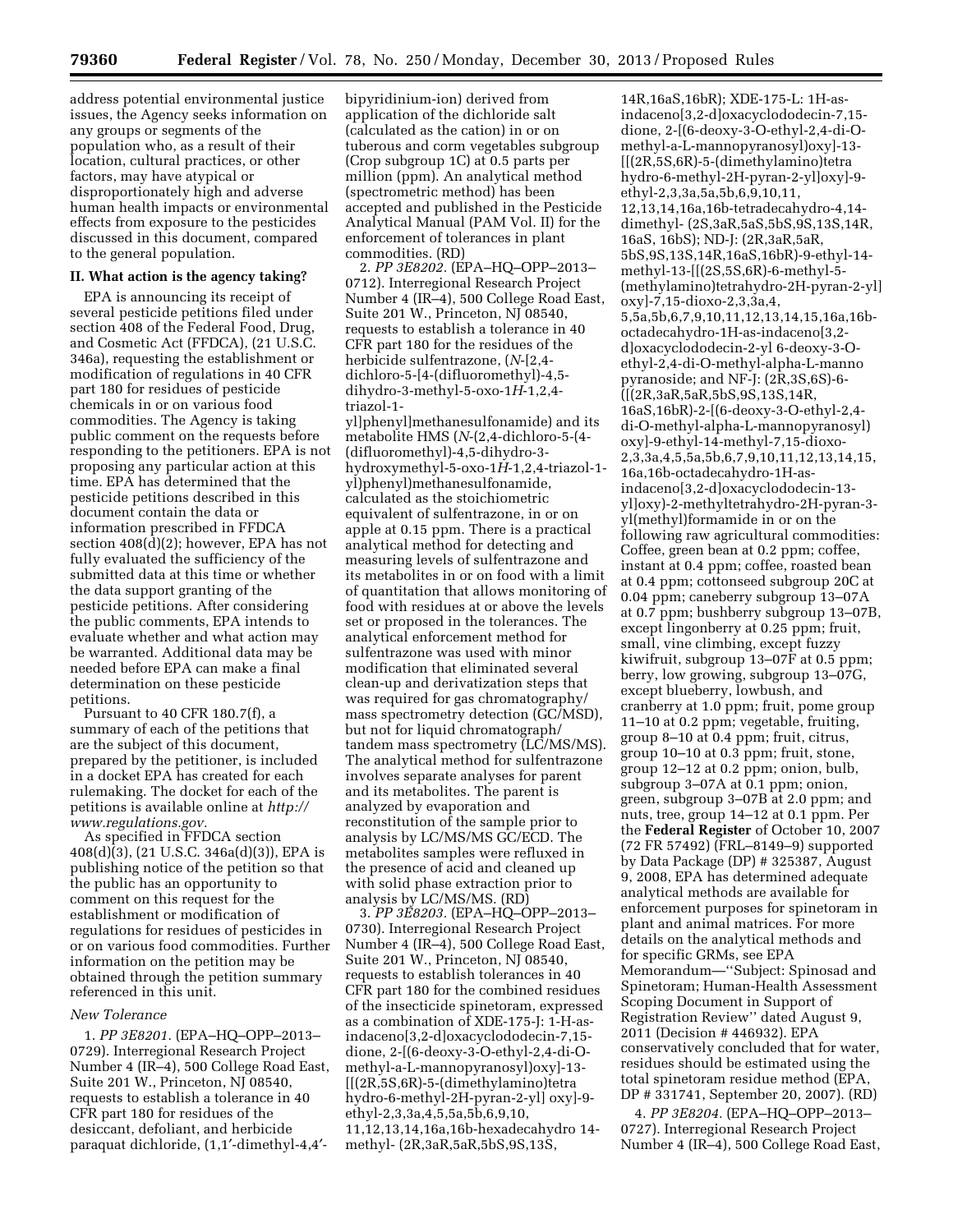address potential environmental justice issues, the Agency seeks information on any groups or segments of the population who, as a result of their location, cultural practices, or other factors, may have atypical or disproportionately high and adverse human health impacts or environmental effects from exposure to the pesticides discussed in this document, compared to the general population.

## II. What action is the agency taking?

EPA is announcing its receipt of several pesticide petitions filed under section 408 of the Federal Food, Drug, and Cosmetic Act (FFDCA), (21 U.S.C. 346a), requesting the establishment or modification of regulations in 40 CFR part 180 for residues of pesticide chemicals in or on various food commodities. The Agency is taking public comment on the requests before responding to the petitioners. EPA is not proposing any particular action at this time. EPA has determined that the pesticide petitions described in this document contain the data or information prescribed in FFDCA section 408(d)(2); however, EPA has not fully evaluated the sufficiency of the submitted data at this time or whether the data support granting of the pesticide petitions. After considering the public comments, EPA intends to evaluate whether and what action may be warranted. Additional data may be needed before EPA can make a final determination on these pesticide petitions.

Pursuant to 40 CFR 180.7(f), a summary of each of the petitions that are the subject of this document, prepared by the petitioner, is included in a docket EPA has created for each rulemaking. The docket for each of the petitions is available online at *http://www.regulations.gov.*

As specified in FFDCA section 408(d)(3), (21 U.S.C. 346a(d)(3)), EPA is publishing notice of the petition so that the public has an opportunity to comment on this request for the establishment or modification of regulations for residues of pesticides in or on various food commodities. Further information on the petition may be obtained through the petition summary referenced in this unit.

*New Tolerance*

1. *PP 3E8201.* (EPA–HQ–OPP–2013–0729). Interregional Research Project Number 4 (IR–4), 500 College Road East, Suite 201 W., Princeton, NJ 08540, requests to establish a tolerance in 40 CFR part 180 for residues of the desiccant, defoliant, and herbicide paraquat dichloride, (1,1′-dimethyl-4,4′-bipyridinium-ion) derived from application of the dichloride salt (calculated as the cation) in or on tuberous and corm vegetables subgroup (Crop subgroup 1C) at 0.5 parts per million (ppm). An analytical method (spectrometric method) has been accepted and published in the Pesticide Analytical Manual (PAM Vol. II) for the enforcement of tolerances in plant commodities. (RD)

2. *PP 3E8202.* (EPA–HQ–OPP–2013–0712). Interregional Research Project Number 4 (IR–4), 500 College Road East, Suite 201 W., Princeton, NJ 08540, requests to establish a tolerance in 40 CFR part 180 for the residues of the herbicide sulfentrazone, (*N*-[2,4-dichloro-5-[4-(difluoromethyl)-4,5-dihydro-3-methyl-5-oxo-1*H*-1,2,4-triazol-1-yl]phenyl]methanesulfonamide) and its metabolite HMS (*N*-(2,4-dichloro-5-(4-(difluoromethyl)-4,5-dihydro-3-hydroxymethyl-5-oxo-1*H*-1,2,4-triazol-1-yl)phenyl)methanesulfonamide, calculated as the stoichiometric equivalent of sulfentrazone, in or on apple at 0.15 ppm. There is a practical analytical method for detecting and measuring levels of sulfentrazone and its metabolites in or on food with a limit of quantitation that allows monitoring of food with residues at or above the levels set or proposed in the tolerances. The analytical enforcement method for sulfentrazone was used with minor modification that eliminated several clean-up and derivatization steps that was required for gas chromatography/mass spectrometry detection (GC/MSD), but not for liquid chromatograph/tandem mass spectrometry (LC/MS/MS). The analytical method for sulfentrazone involves separate analyses for parent and its metabolites. The parent is analyzed by evaporation and reconstitution of the sample prior to analysis by LC/MS/MS GC/ECD. The metabolites samples were refluxed in the presence of acid and cleaned up with solid phase extraction prior to analysis by LC/MS/MS. (RD)

3. *PP 3E8203.* (EPA–HQ–OPP–2013–0730). Interregional Research Project Number 4 (IR–4), 500 College Road East, Suite 201 W., Princeton, NJ 08540, requests to establish tolerances in 40 CFR part 180 for the combined residues of the insecticide spinetoram, expressed as a combination of XDE-175-J: 1-H-as-indaceno[3,2-d]oxacyclododecin-7,15-dione, 2-[(6-deoxy-3-O-ethyl-2,4-di-O-methyl-a-L-mannopyranosyl)oxy]-13-[[(2R,5S,6R)-5-(dimethylamino)tetra hydro-6-methyl-2H-pyran-2-yl] oxy]-9-ethyl-2,3,3a,4,5,5a,5b,6,9,10, 11,12,13,14,16a,16b-hexadecahydro 14-methyl- (2R,3aR,5aR,5bS,9S,13S, 14R,16aS,16bR); XDE-175-L: 1H-as-indaceno[3,2-d]oxacyclododecin-7,15-dione, 2-[(6-deoxy-3-O-ethyl-2,4-di-O-methyl-a-L-mannopyranosyl)oxy]-13-[[(2R,5S,6R)-5-(dimethylamino)tetra hydro-6-methyl-2H-pyran-2-yl]oxy]-9-ethyl-2,3,3a,5a,5b,6,9,10,11, 12,13,14,16a,16b-tetradecahydro-4,14-dimethyl- (2S,3aR,5aS,5bS,9S,13S,14R, 16aS, 16bS); ND-J: (2R,3aR,5aR, 5bS,9S,13S,14R,16aS,16bR)-9-ethyl-14-methyl-13-[[(2S,5S,6R)-6-methyl-5-(methylamino)tetrahydro-2H-pyran-2-yl] oxy]-7,15-dioxo-2,3,3a,4, 5,5a,5b,6,7,9,10,11,12,13,14,15,16a,16b-octadecahydro-1H-as-indaceno[3,2-d]oxacyclododecin-2-yl 6-deoxy-3-O-ethyl-2,4-di-O-methyl-alpha-L-manno pyranoside; and NF-J: (2R,3S,6S)-6-(((2R,3aR,5aR,5bS,9S,13S,14R, 16aS,16bR)-2-[(6-deoxy-3-O-ethyl-2,4-di-O-methyl-alpha-L-mannopyranosyl) oxy]-9-ethyl-14-methyl-7,15-dioxo-2,3,3a,4,5,5a,5b,6,7,9,10,11,12,13,14,15, 16a,16b-octadecahydro-1H-as-indaceno[3,2-d]oxacyclododecin-13-yl]oxy)-2-methyltetrahydro-2H-pyran-3-yl(methyl)formamide in or on the following raw agricultural commodities: Coffee, green bean at 0.2 ppm; coffee, instant at 0.4 ppm; coffee, roasted bean at 0.4 ppm; cottonseed subgroup 20C at 0.04 ppm; caneberry subgroup 13–07A at 0.7 ppm; bushberry subgroup 13–07B, except lingonberry at 0.25 ppm; fruit, small, vine climbing, except fuzzy kiwifruit, subgroup 13–07F at 0.5 ppm; berry, low growing, subgroup 13–07G, except blueberry, lowbush, and cranberry at 1.0 ppm; fruit, pome group 11–10 at 0.2 ppm; vegetable, fruiting, group 8–10 at 0.4 ppm; fruit, citrus, group 10–10 at 0.3 ppm; fruit, stone, group 12–12 at 0.2 ppm; onion, bulb, subgroup 3–07A at 0.1 ppm; onion, green, subgroup 3–07B at 2.0 ppm; and nuts, tree, group 14–12 at 0.1 ppm. Per the **Federal Register** of October 10, 2007 (72 FR 57492) (FRL–8149–9) supported by Data Package (DP) # 325387, August 9, 2008, EPA has determined adequate analytical methods are available for enforcement purposes for spinetoram in plant and animal matrices. For more details on the analytical methods and for specific GRMs, see EPA Memorandum—''Subject: Spinosad and Spinetoram; Human-Health Assessment Scoping Document in Support of Registration Review'' dated August 9, 2011 (Decision # 446932). EPA conservatively concluded that for water, residues should be estimated using the total spinetoram residue method (EPA, DP # 331741, September 20, 2007). (RD)

4. *PP 3E8204.* (EPA–HQ–OPP–2013–0727). Interregional Research Project Number 4 (IR–4), 500 College Road East,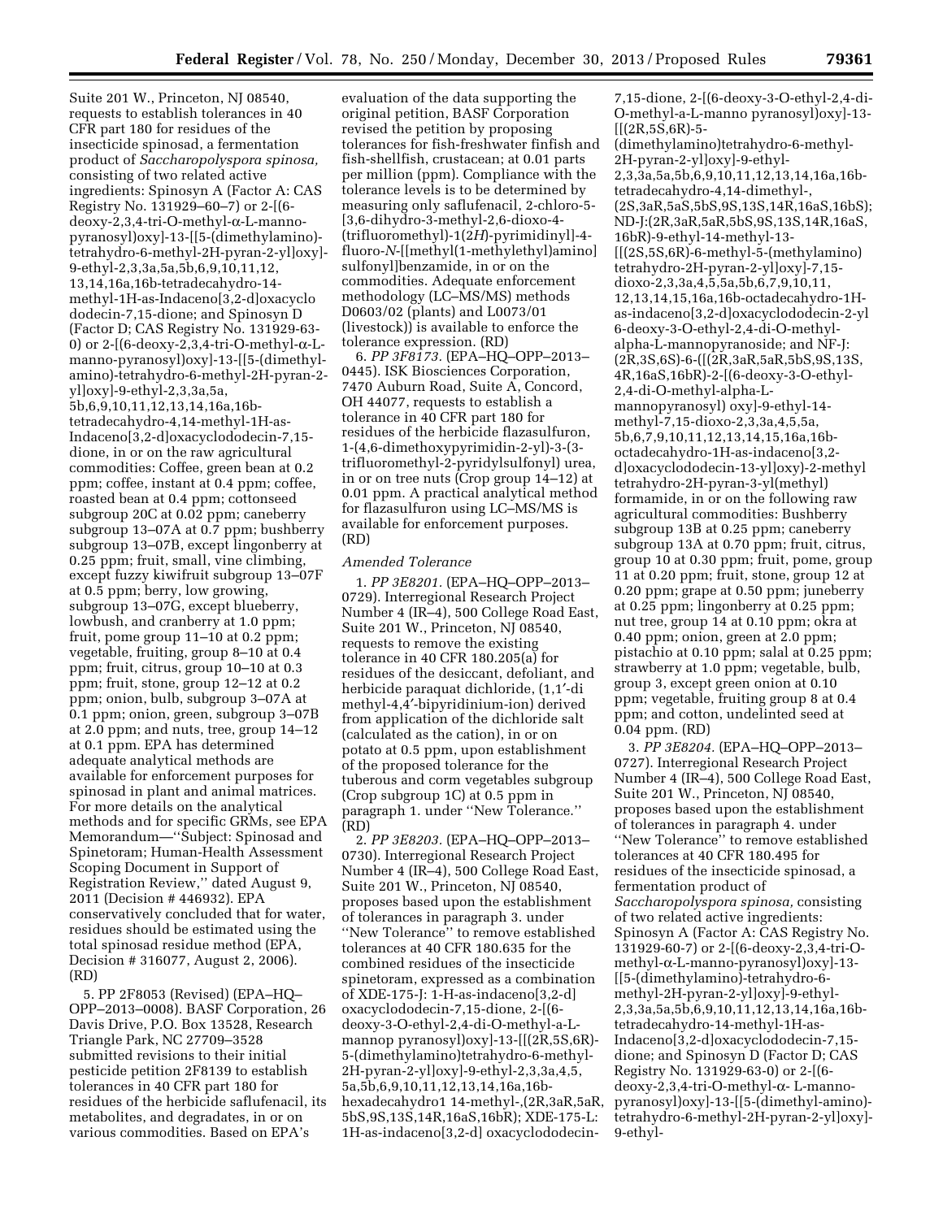Suite 201 W., Princeton, NJ 08540, requests to establish tolerances in 40 CFR part 180 for residues of the insecticide spinosad, a fermentation product of *Saccharopolyspora spinosa,* consisting of two related active ingredients: Spinosyn A (Factor A: CAS Registry No. 131929–60–7) or 2-[(6-deoxy-2,3,4-tri-O-methyl-α-L-manno-pyranosyl)oxy]-13-[[5-(dimethylamino)-tetrahydro-6-methyl-2H-pyran-2-yl]oxy]-9-ethyl-2,3,3a,5a,5b,6,9,10,11,12,13,14,16a,16b-tetradecahydro-14-methyl-1H-as-Indaceno[3,2-d]oxacyclo dodecin-7,15-dione; and Spinosyn D (Factor D; CAS Registry No. 131929-63-0) or 2-[(6-deoxy-2,3,4-tri-O-methyl-α-L-manno-pyranosyl)oxy]-13-[[5-(dimethyl-amino)-tetrahydro-6-methyl-2H-pyran-2-yl]oxy]-9-ethyl-2,3,3a,5a,5b,6,9,10,11,12,13,14,16a,16b-tetradecahydro-4,14-methyl-1H-as-Indaceno[3,2-d]oxacyclododecin-7,15-dione, in or on the raw agricultural commodities: Coffee, green bean at 0.2 ppm; coffee, instant at 0.4 ppm; coffee, roasted bean at 0.4 ppm; cottonseed subgroup 20C at 0.02 ppm; caneberry subgroup 13–07A at 0.7 ppm; bushberry subgroup 13–07B, except lingonberry at 0.25 ppm; fruit, small, vine climbing, except fuzzy kiwifruit subgroup 13–07F at 0.5 ppm; berry, low growing, subgroup 13–07G, except blueberry, lowbush, and cranberry at 1.0 ppm; fruit, pome group 11–10 at 0.2 ppm; vegetable, fruiting, group 8–10 at 0.4 ppm; fruit, citrus, group 10–10 at 0.3 ppm; fruit, stone, group 12–12 at 0.2 ppm; onion, bulb, subgroup 3–07A at 0.1 ppm; onion, green, subgroup 3–07B at 2.0 ppm; and nuts, tree, group 14–12 at 0.1 ppm. EPA has determined adequate analytical methods are available for enforcement purposes for spinosad in plant and animal matrices. For more details on the analytical methods and for specific GRMs, see EPA Memorandum—''Subject: Spinosad and Spinetoram; Human-Health Assessment Scoping Document in Support of Registration Review,'' dated August 9, 2011 (Decision # 446932). EPA conservatively concluded that for water, residues should be estimated using the total spinosad residue method (EPA, Decision # 316077, August 2, 2006). (RD)

5. PP 2F8053 (Revised) (EPA–HQ–OPP–2013–0008). BASF Corporation, 26 Davis Drive, P.O. Box 13528, Research Triangle Park, NC 27709–3528 submitted revisions to their initial pesticide petition 2F8139 to establish tolerances in 40 CFR part 180 for residues of the herbicide saflufenacil, its metabolites, and degradates, in or on various commodities. Based on EPA's evaluation of the data supporting the original petition, BASF Corporation revised the petition by proposing tolerances for fish-freshwater finfish and fish-shellfish, crustacean; at 0.01 parts per million (ppm). Compliance with the tolerance levels is to be determined by measuring only saflufenacil, 2-chloro-5-[3,6-dihydro-3-methyl-2,6-dioxo-4-(trifluoromethyl)-1(2*H*)-pyrimidinyl]-4-fluoro-*N*-[[methyl(1-methylethyl)amino] sulfonyl]benzamide, in or on the commodities. Adequate enforcement methodology (LC–MS/MS) methods D0603/02 (plants) and L0073/01 (livestock)) is available to enforce the tolerance expression. (RD)

6. *PP 3F8173.* (EPA–HQ–OPP–2013–0445). ISK Biosciences Corporation, 7470 Auburn Road, Suite A, Concord, OH 44077, requests to establish a tolerance in 40 CFR part 180 for residues of the herbicide flazasulfuron, 1-(4,6-dimethoxypyrimidin-2-yl)-3-(3-trifluoromethyl-2-pyridylsulfonyl) urea, in or on tree nuts (Crop group 14–12) at 0.01 ppm. A practical analytical method for flazasulfuron using LC–MS/MS is available for enforcement purposes. (RD)

*Amended Tolerance*

1. *PP 3E8201.* (EPA–HQ–OPP–2013–0729). Interregional Research Project Number 4 (IR–4), 500 College Road East, Suite 201 W., Princeton, NJ 08540, requests to remove the existing tolerance in 40 CFR 180.205(a) for residues of the desiccant, defoliant, and herbicide paraquat dichloride, (1,1′-di methyl-4,4′-bipyridinium-ion) derived from application of the dichloride salt (calculated as the cation), in or on potato at 0.5 ppm, upon establishment of the proposed tolerance for the tuberous and corm vegetables subgroup (Crop subgroup 1C) at 0.5 ppm in paragraph 1. under ''New Tolerance.'' (RD)

2. *PP 3E8203.* (EPA–HQ–OPP–2013–0730). Interregional Research Project Number 4 (IR–4), 500 College Road East, Suite 201 W., Princeton, NJ 08540, proposes based upon the establishment of tolerances in paragraph 3. under ''New Tolerance'' to remove established tolerances at 40 CFR 180.635 for the combined residues of the insecticide spinetoram, expressed as a combination of XDE-175-J: 1-H-as-indaceno[3,2-d] oxacyclododecin-7,15-dione, 2-[(6-deoxy-3-O-ethyl-2,4-di-O-methyl-a-L-mannop pyranosyl)oxy]-13-[[(2R,5S,6R)-5-(dimethylamino)tetrahydro-6-methyl-2H-pyran-2-yl]oxy]-9-ethyl-2,3,3a,4,5,5a,5b,6,9,10,11,12,13,14,16a,16b-hexadecahydro1 14-methyl-,(2R,3aR,5aR,5bS,9S,13S,14R,16aS,16bR); XDE-175-L: 1H-as-indaceno[3,2-d] oxacyclododecin-7,15-dione, 2-[(6-deoxy-3-O-ethyl-2,4-di-O-methyl-a-L-manno pyranosyl)oxy]-13-[[(2R,5S,6R)-5-(dimethylamino)tetrahydro-6-methyl-2H-pyran-2-yl]oxy]-9-ethyl-2,3,3a,5a,5b,6,9,10,11,12,13,14,16a,16b-tetradecahydro-4,14-dimethyl-,(2S,3aR,5aS,5bS,9S,13S,14R,16aS,16bS); ND-J:(2R,3aR,5aR,5bS,9S,13S,14R,16aS,16bR)-9-ethyl-14-methyl-13-[[(2S,5S,6R)-6-methyl-5-(methylamino) tetrahydro-2H-pyran-2-yl]oxy]-7,15-dioxo-2,3,3a,4,5,5a,5b,6,7,9,10,11,12,13,14,15,16a,16b-octadecahydro-1H-as-indaceno[3,2-d]oxacyclododecin-2-yl 6-deoxy-3-O-ethyl-2,4-di-O-methyl-alpha-L-mannopyranoside; and NF-J:(2R,3S,6S)-6-({(2R,3aR,5aR,5bS,9S,13S,4R,16aS,16bR)-2-[(6-deoxy-3-O-ethyl-2,4-di-O-methyl-alpha-L-mannopyranosyl) oxy]-9-ethyl-14-methyl-7,15-dioxo-2,3,3a,4,5,5a,5b,6,7,9,10,11,12,13,14,15,16a,16b-octadecahydro-1H-as-indaceno[3,2-d]oxacyclododecin-13-yl]oxy)-2-methyl tetrahydro-2H-pyran-3-yl(methyl) formamide, in or on the following raw agricultural commodities: Bushberry subgroup 13B at 0.25 ppm; caneberry subgroup 13A at 0.70 ppm; fruit, citrus, group 10 at 0.30 ppm; fruit, pome, group 11 at 0.20 ppm; fruit, stone, group 12 at 0.20 ppm; grape at 0.50 ppm; juneberry at 0.25 ppm; lingonberry at 0.25 ppm; nut tree, group 14 at 0.10 ppm; okra at 0.40 ppm; onion, green at 2.0 ppm; pistachio at 0.10 ppm; salal at 0.25 ppm; strawberry at 1.0 ppm; vegetable, bulb, group 3, except green onion at 0.10 ppm; vegetable, fruiting group 8 at 0.4 ppm; and cotton, undelinted seed at 0.04 ppm. (RD)

3. *PP 3E8204.* (EPA–HQ–OPP–2013–0727). Interregional Research Project Number 4 (IR–4), 500 College Road East, Suite 201 W., Princeton, NJ 08540, proposes based upon the establishment of tolerances in paragraph 4. under ''New Tolerance'' to remove established tolerances at 40 CFR 180.495 for residues of the insecticide spinosad, a fermentation product of *Saccharopolyspora spinosa,* consisting of two related active ingredients: Spinosyn A (Factor A: CAS Registry No. 131929-60-7) or 2-[(6-deoxy-2,3,4-tri-O-methyl-α-L-manno-pyranosyl)oxy]-13-[[5-(dimethylamino)-tetrahydro-6-methyl-2H-pyran-2-yl]oxy]-9-ethyl-2,3,3a,5a,5b,6,9,10,11,12,13,14,16a,16b-tetradecahydro-14-methyl-1H-as-Indaceno[3,2-d]oxacyclododecin-7,15-dione; and Spinosyn D (Factor D; CAS Registry No. 131929-63-0) or 2-[(6-deoxy-2,3,4-tri-O-methyl-α- L-manno-pyranosyl)oxy]-13-[[5-(dimethyl-amino)-tetrahydro-6-methyl-2H-pyran-2-yl]oxy]-9-ethyl-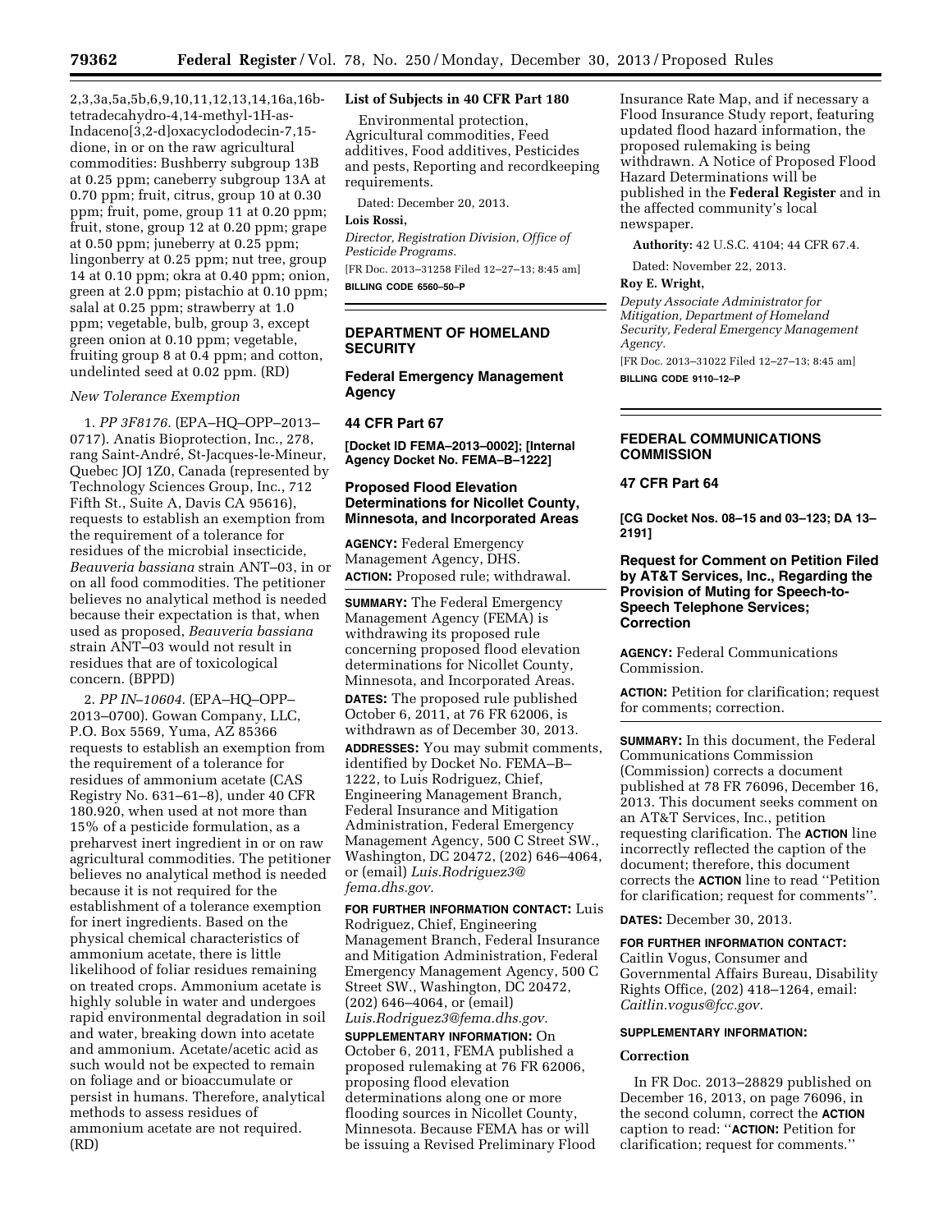2,3,3a,5a,5b,6,9,10,11,12,13,14,16a,16b-tetradecahydro-4,14-methyl-1H-as-Indaceno[3,2-d]oxacyclododecin-7,15-dione, in or on the raw agricultural commodities: Bushberry subgroup 13B at 0.25 ppm; caneberry subgroup 13A at 0.70 ppm; fruit, citrus, group 10 at 0.30 ppm; fruit, pome, group 11 at 0.20 ppm; fruit, stone, group 12 at 0.20 ppm; grape at 0.50 ppm; juneberry at 0.25 ppm; lingonberry at 0.25 ppm; nut tree, group 14 at 0.10 ppm; okra at 0.40 ppm; onion, green at 2.0 ppm; pistachio at 0.10 ppm; salal at 0.25 ppm; strawberry at 1.0 ppm; vegetable, bulb, group 3, except green onion at 0.10 ppm; vegetable, fruiting group 8 at 0.4 ppm; and cotton, undelinted seed at 0.02 ppm. (RD)

*New Tolerance Exemption*

1. *PP 3F8176.* (EPA–HQ–OPP–2013–0717). Anatis Bioprotection, Inc., 278, rang Saint-André, St-Jacques-le-Mineur, Quebec JOJ 1Z0, Canada (represented by Technology Sciences Group, Inc., 712 Fifth St., Suite A, Davis CA 95616), requests to establish an exemption from the requirement of a tolerance for residues of the microbial insecticide, *Beauveria bassiana* strain ANT–03, in or on all food commodities. The petitioner believes no analytical method is needed because their expectation is that, when used as proposed, *Beauveria bassiana* strain ANT–03 would not result in residues that are of toxicological concern. (BPPD)

2. *PP IN–10604.* (EPA–HQ–OPP–2013–0700). Gowan Company, LLC, P.O. Box 5569, Yuma, AZ 85366 requests to establish an exemption from the requirement of a tolerance for residues of ammonium acetate (CAS Registry No. 631–61–8), under 40 CFR 180.920, when used at not more than 15% of a pesticide formulation, as a preharvest inert ingredient in or on raw agricultural commodities. The petitioner believes no analytical method is needed because it is not required for the establishment of a tolerance exemption for inert ingredients. Based on the physical chemical characteristics of ammonium acetate, there is little likelihood of foliar residues remaining on treated crops. Ammonium acetate is highly soluble in water and undergoes rapid environmental degradation in soil and water, breaking down into acetate and ammonium. Acetate/acetic acid as such would not be expected to remain on foliage and or bioaccumulate or persist in humans. Therefore, analytical methods to assess residues of ammonium acetate are not required. (RD)

**List of Subjects in 40 CFR Part 180**

Environmental protection, Agricultural commodities, Feed additives, Food additives, Pesticides and pests, Reporting and recordkeeping requirements.

Dated: December 20, 2013.

**Lois Rossi,**

*Director, Registration Division, Office of Pesticide Programs.*

[FR Doc. 2013–31258 Filed 12–27–13; 8:45 am]

**BILLING CODE 6560–50–P**

---

## DEPARTMENT OF HOMELAND SECURITY

### Federal Emergency Management Agency

### 44 CFR Part 67

**[Docket ID FEMA–2013–0002]; [Internal Agency Docket No. FEMA–B–1222]**

### Proposed Flood Elevation Determinations for Nicollet County, Minnesota, and Incorporated Areas

**AGENCY:** Federal Emergency Management Agency, DHS.

**ACTION:** Proposed rule; withdrawal.

**SUMMARY:** The Federal Emergency Management Agency (FEMA) is withdrawing its proposed rule concerning proposed flood elevation determinations for Nicollet County, Minnesota, and Incorporated Areas.

**DATES:** The proposed rule published October 6, 2011, at 76 FR 62006, is withdrawn as of December 30, 2013.

**ADDRESSES:** You may submit comments, identified by Docket No. FEMA–B–1222, to Luis Rodriguez, Chief, Engineering Management Branch, Federal Insurance and Mitigation Administration, Federal Emergency Management Agency, 500 C Street SW., Washington, DC 20472, (202) 646–4064, or (email) *Luis.Rodriguez3@fema.dhs.gov.*

**FOR FURTHER INFORMATION CONTACT:** Luis Rodriguez, Chief, Engineering Management Branch, Federal Insurance and Mitigation Administration, Federal Emergency Management Agency, 500 C Street SW., Washington, DC 20472, (202) 646–4064, or (email) *Luis.Rodriguez3@fema.dhs.gov.*

**SUPPLEMENTARY INFORMATION:** On October 6, 2011, FEMA published a proposed rulemaking at 76 FR 62006, proposing flood elevation determinations along one or more flooding sources in Nicollet County, Minnesota. Because FEMA has or will be issuing a Revised Preliminary Flood Insurance Rate Map, and if necessary a Flood Insurance Study report, featuring updated flood hazard information, the proposed rulemaking is being withdrawn. A Notice of Proposed Flood Hazard Determinations will be published in the **Federal Register** and in the affected community's local newspaper.

**Authority:** 42 U.S.C. 4104; 44 CFR 67.4.

Dated: November 22, 2013.

**Roy E. Wright,**

*Deputy Associate Administrator for Mitigation, Department of Homeland Security, Federal Emergency Management Agency.*

[FR Doc. 2013–31022 Filed 12–27–13; 8:45 am]

**BILLING CODE 9110–12–P**

---

## FEDERAL COMMUNICATIONS COMMISSION

### 47 CFR Part 64

**[CG Docket Nos. 08–15 and 03–123; DA 13–2191]**

### Request for Comment on Petition Filed by AT&T Services, Inc., Regarding the Provision of Muting for Speech-to-Speech Telephone Services; Correction

**AGENCY:** Federal Communications Commission.

**ACTION:** Petition for clarification; request for comments; correction.

**SUMMARY:** In this document, the Federal Communications Commission (Commission) corrects a document published at 78 FR 76096, December 16, 2013. This document seeks comment on an AT&T Services, Inc., petition requesting clarification. The **ACTION** line incorrectly reflected the caption of the document; therefore, this document corrects the **ACTION** line to read "Petition for clarification; request for comments".

**DATES:** December 30, 2013.

**FOR FURTHER INFORMATION CONTACT:** Caitlin Vogus, Consumer and Governmental Affairs Bureau, Disability Rights Office, (202) 418–1264, email: *Caitlin.vogus@fcc.gov.*

**SUPPLEMENTARY INFORMATION:**

**Correction**

In FR Doc. 2013–28829 published on December 16, 2013, on page 76096, in the second column, correct the **ACTION** caption to read: "**ACTION:** Petition for clarification; request for comments."